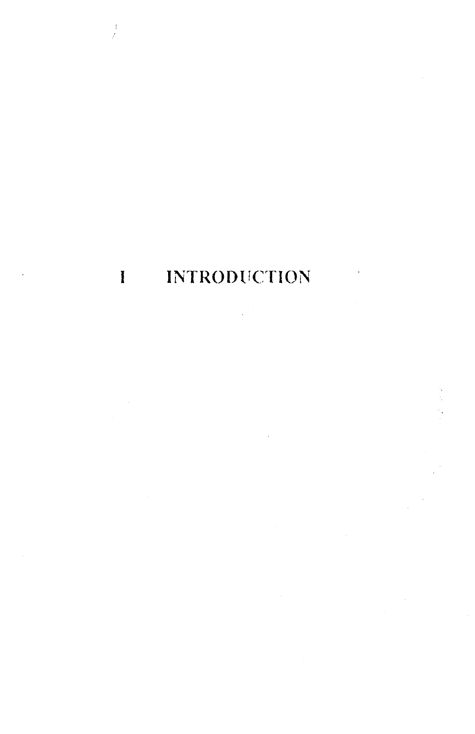# I INTRODUCTION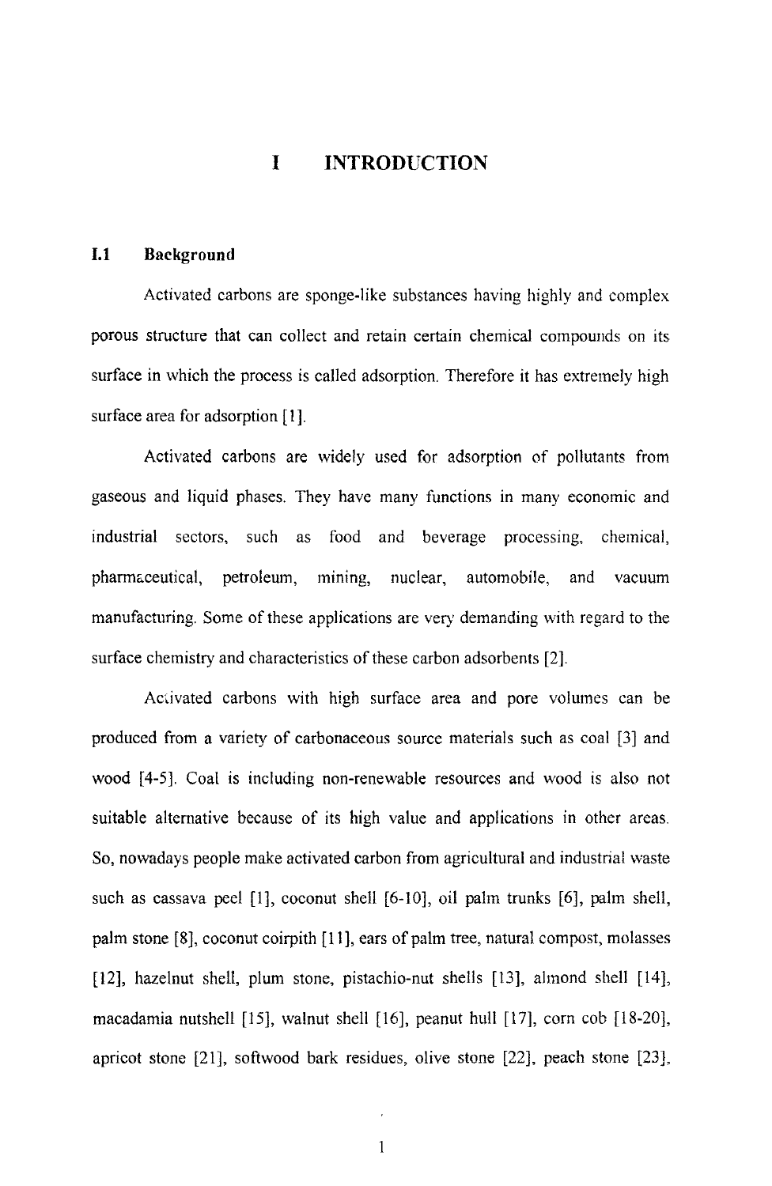# I INTRODUCTION

## I.1 Background

Activated carbons are sponge-like substances having highly and complex porous structure that can collect and retain certain chemical compounds on its surface in which the process is called adsorption. Therefore it has extremely high surface area for adsorption [1].

Activated carbons are widely used for adsorption of pollutants from gaseous and liquid phases. They have many functions in many economic and industrial sectors, such as food and beverage processing, chemical, pharmaceutical, petroleum, mining, nuclear, automobile, and vacuum manufacturing. Some of these applications are very demanding with regard to the surface chemistry and characteristics of these carbon adsorbents [2].

Activated carbons with high surface area and pore volumes can be produced from a variety of carbonaceous source materials such as coal [3] and wood [4-5]. Coal is including non-renewable resources and wood is also not suitable alternative because of its high value and applications in other areas. So, nowadays people make activated carbon from agricultural and industrial waste such as cassava peel [1], coconut shell [6-10], oil palm trunks [6], palm shell, palm stone [8], coconut coirpith [11], ears of palm tree, natural compost, molasses [12], hazelnut shell, plum stone, pistachio-nut shells [13], almond shell [14], macadamia nutshell [15], walnut shell [16], peanut hull [17], corn cob [18-20], apricot stone [21], softwood bark residues, olive stone [22], peach stone [23],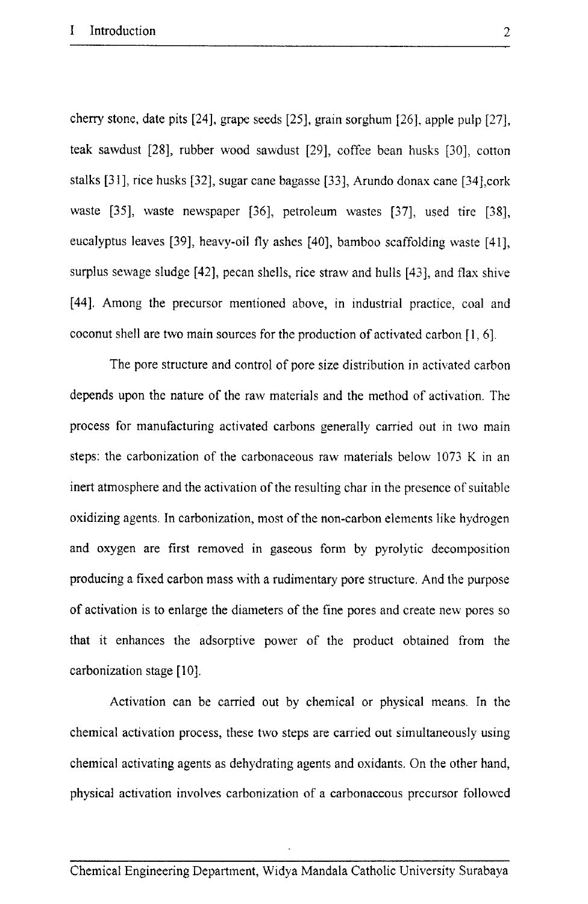cherry stone, date pits [24], grape seeds [25], grain sorghum [26], apple pulp [27], teak sawdust [28], rubber wood sawdust [29], coffee bean husks [30], cotton stalks [31], rice husks [32], sugar cane bagasse [33], Arundo donax cane [34],cork waste [35], waste newspaper [36], petroleum wastes [37], used tire [38], eucalyptus leaves [39], heavy-oil fly ashes [40], bamboo scaffolding waste [41], surplus sewage sludge [42], pecan shells, rice straw and hulls [43], and flax shive [44]. Among the precursor mentioned above, in industrial practice, coal and coconut shell are two main sources for the production of activated carbon [1, 6].

The pore structure and control of pore size distribution in activated carbon depends upon the nature of the raw materials and the method of activation. The process for manufacturing activated carbons generally carried out in two main steps: the carbonization of the carbonaceous raw materials below 1073 K in an inert atmosphere and the activation of the resulting char in the presence of suitable oxidizing agents. In carbonization, most of the non-carbon elements like hydrogen and oxygen are first removed in gaseous form by pyrolytic decomposition producing a fixed carbon mass with a rudimentary pore structure. And the purpose of activation is to enlarge the diameters of the fine pores and create new pores so that it enhances the adsorptive power of the product obtained from the carbonization stage [10].

Activation can be carried out by chemical or physical means. In the chemical activation process, these two steps are carried out simultaneously using chemical activating agents as dehydrating agents and oxidants. On the other hand, physical activation involves carbonization of a carbonaceous precursor followed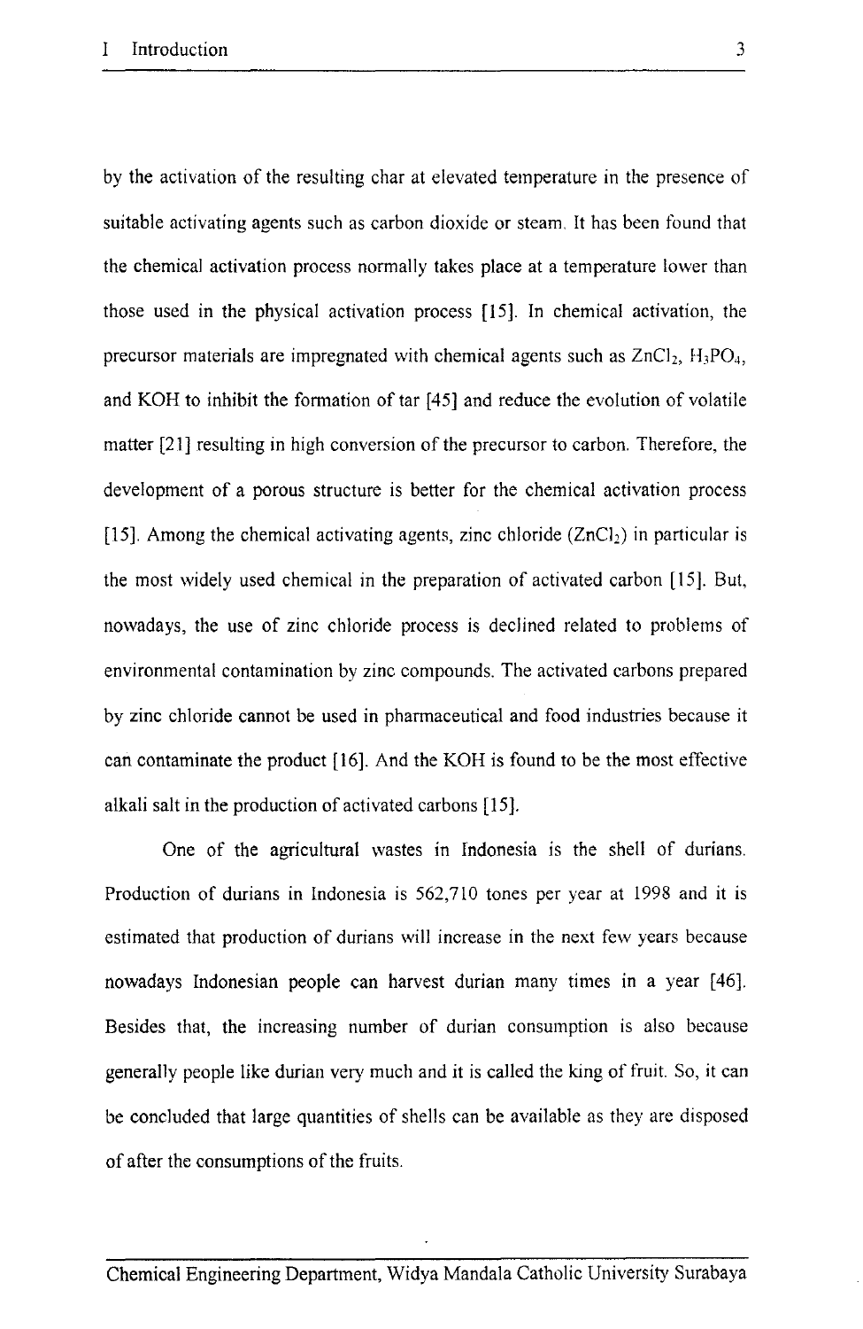by the activation of the resulting char at elevated temperature in the presence of suitable activating agents such as carbon dioxide or steam. It has been found that the chemical activation process normally takes place at a temperature lower than those used in the physical activation process [15]. In chemical activation, the precursor materials are impregnated with chemical agents such as $ZnCl_2$, $H_3PO_4$, and KOH to inhibit the formation of tar [45] and reduce the evolution of volatile matter [21] resulting in high conversion of the precursor to carbon. Therefore, the development of a porous structure is better for the chemical activation process [15]. Among the chemical activating agents, zinc chloride ($ZnCl_2$) in particular is the most widely used chemical in the preparation of activated carbon [15]. But, nowadays, the use of zinc chloride process is declined related to problems of environmental contamination by zinc compounds. The activated carbons prepared by zinc chloride cannot be used in pharmaceutical and food industries because it can contaminate the product [16]. And the KOH is found to be the most effective alkali salt in the production of activated carbons [15].

One of the agricultural wastes in Indonesia is the shell of durians. Production of durians in Indonesia is 562,710 tones per year at 1998 and it is estimated that production of durians will increase in the next few years because nowadays Indonesian people can harvest durian many times in a year [46]. Besides that, the increasing number of durian consumption is also because generally people like durian very much and it is called the king of fruit. So, it can be concluded that large quantities of shells can be available as they are disposed of after the consumptions of the fruits.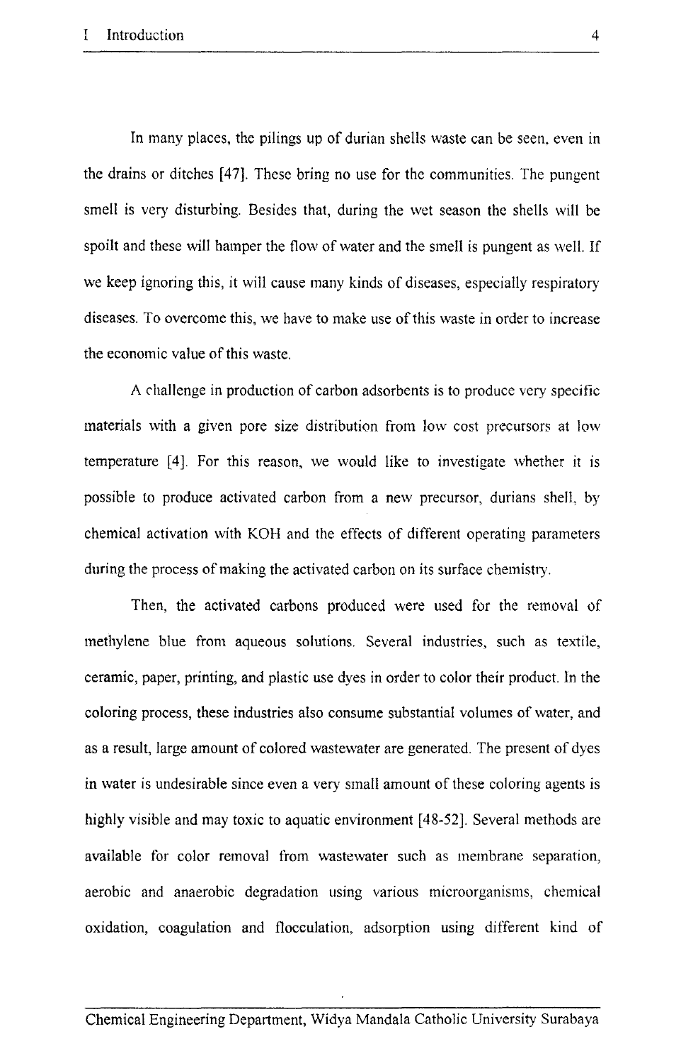In many places, the pilings up of durian shells waste can be seen, even in the drains or ditches [47]. These bring no use for the communities. The pungent smell is very disturbing. Besides that, during the wet season the shells will be spoilt and these will hamper the flow of water and the smell is pungent as well. If we keep ignoring this, it will cause many kinds of diseases, especially respiratory diseases. To overcome this, we have to make use of this waste in order to increase the economic value of this waste.

A challenge in production of carbon adsorbents is to produce very specific materials with a given pore size distribution from low cost precursors at low temperature [4]. For this reason, we would like to investigate whether it is possible to produce activated carbon from a new precursor, durians shell, by chemical activation with KOH and the effects of different operating parameters during the process of making the activated carbon on its surface chemistry.

Then, the activated carbons produced were used for the removal of methylene blue from aqueous solutions. Several industries, such as textile, ceramic, paper, printing, and plastic use dyes in order to color their product. In the coloring process, these industries also consume substantial volumes of water, and as a result, large amount of colored wastewater are generated. The present of dyes in water is undesirable since even a very small amount of these coloring agents is highly visible and may toxic to aquatic environment [48-52]. Several methods are available for color removal from wastewater such as membrane separation, aerobic and anaerobic degradation using various microorganisms, chemical oxidation, coagulation and flocculation, adsorption using different kind of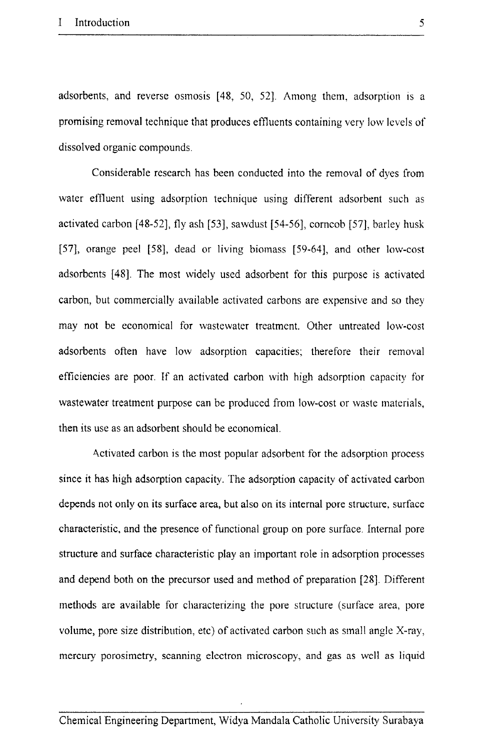adsorbents, and reverse osmosis [48, 50, 52]. Among them, adsorption is a promising removal technique that produces effluents containing very low levels of dissolved organic compounds.

Considerable research has been conducted into the removal of dyes from water effluent using adsorption technique using different adsorbent such as activated carbon [48-52], fly ash [53], sawdust [54-56], corncob [57], barley husk [57], orange peel [58], dead or living biomass [59-64], and other low-cost adsorbents [48]. The most widely used adsorbent for this purpose is activated carbon, but commercially available activated carbons are expensive and so they may not be economical for wastewater treatment. Other untreated low-cost adsorbents often have low adsorption capacities; therefore their removal efficiencies are poor. If an activated carbon with high adsorption capacity for wastewater treatment purpose can be produced from low-cost or waste materials, then its use as an adsorbent should be economical.

Activated carbon is the most popular adsorbent for the adsorption process since it has high adsorption capacity. The adsorption capacity of activated carbon depends not only on its surface area, but also on its internal pore structure, surface characteristic, and the presence of functional group on pore surface. Internal pore structure and surface characteristic play an important role in adsorption processes and depend both on the precursor used and method of preparation [28]. Different methods are available for characterizing the pore structure (surface area, pore volume, pore size distribution, etc) of activated carbon such as small angle X-ray, mercury porosimetry, scanning electron microscopy, and gas as well as liquid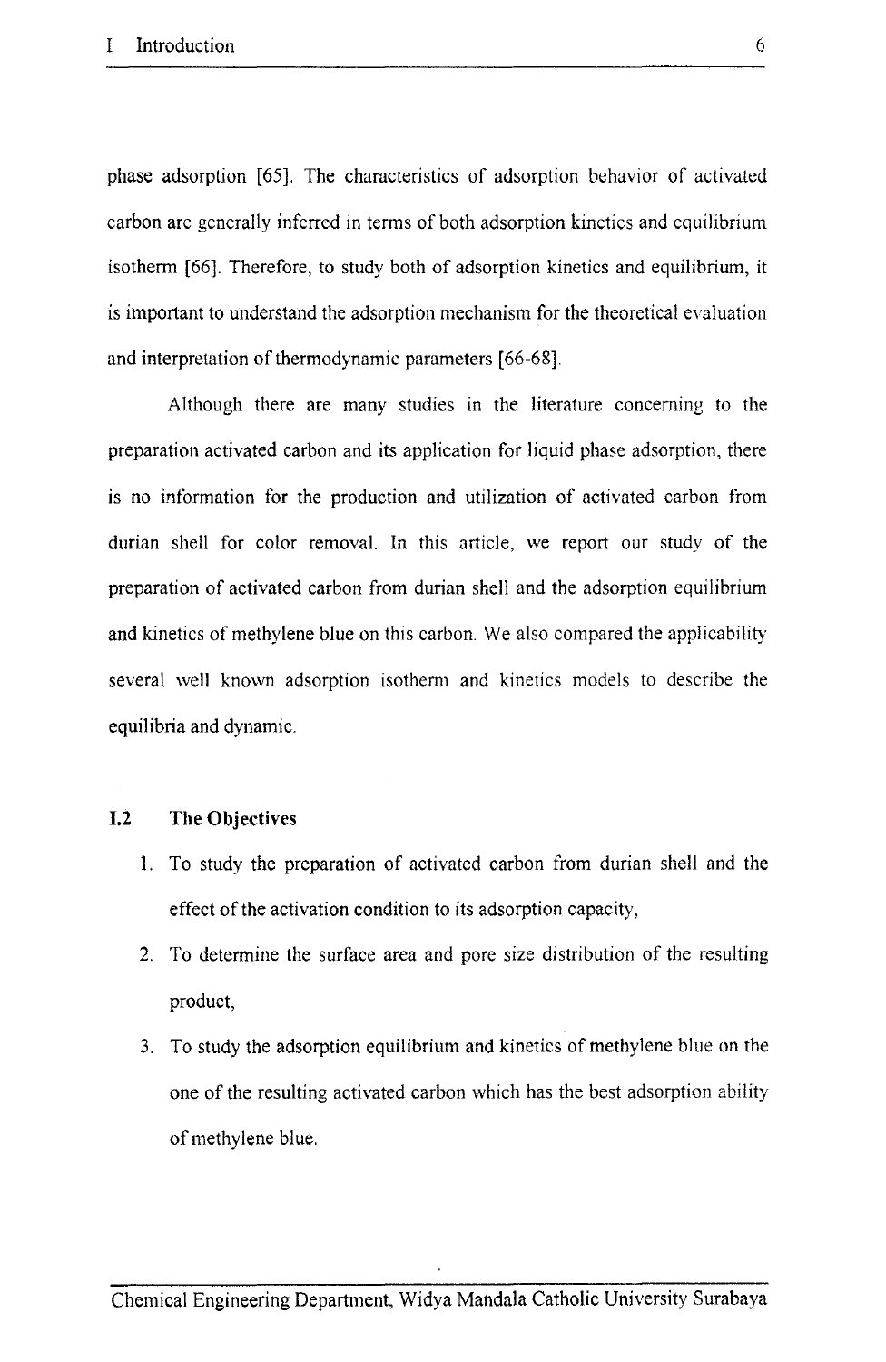phase adsorption [65]. The characteristics of adsorption behavior of activated carbon are generally inferred in terms of both adsorption kinetics and equilibrium isotherm [66]. Therefore, to study both of adsorption kinetics and equilibrium, it is important to understand the adsorption mechanism for the theoretical evaluation and interpretation of thermodynamic parameters [66-68].

Although there are many studies in the literature concerning to the preparation activated carbon and its application for liquid phase adsorption, there is no information for the production and utilization of activated carbon from durian shell for color removal. In this article, we report our study of the preparation of activated carbon from durian shell and the adsorption equilibrium and kinetics of methylene blue on this carbon. We also compared the applicability several well known adsorption isotherm and kinetics models to describe the equilibria and dynamic.

## I.2 The Objectives

1. To study the preparation of activated carbon from durian shell and the effect of the activation condition to its adsorption capacity,
2. To determine the surface area and pore size distribution of the resulting product,
3. To study the adsorption equilibrium and kinetics of methylene blue on the one of the resulting activated carbon which has the best adsorption ability of methylene blue.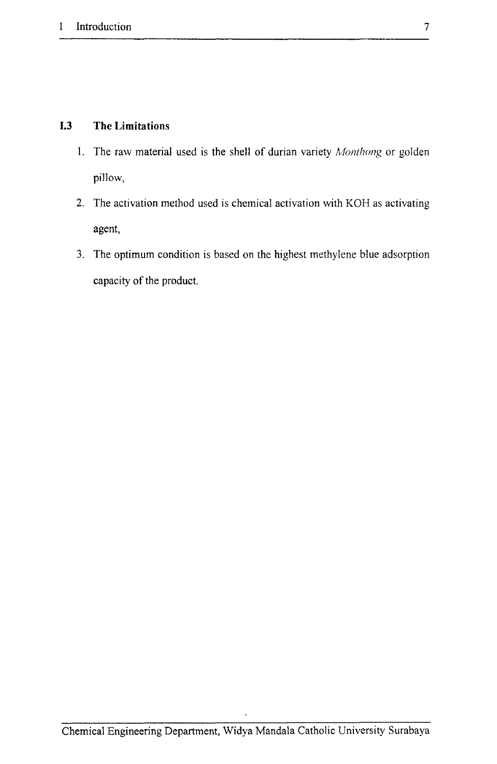## I.3 The Limitations

1. The raw material used is the shell of durian variety *Monthong* or golden pillow,
2. The activation method used is chemical activation with KOH as activating agent,
3. The optimum condition is based on the highest methylene blue adsorption capacity of the product.